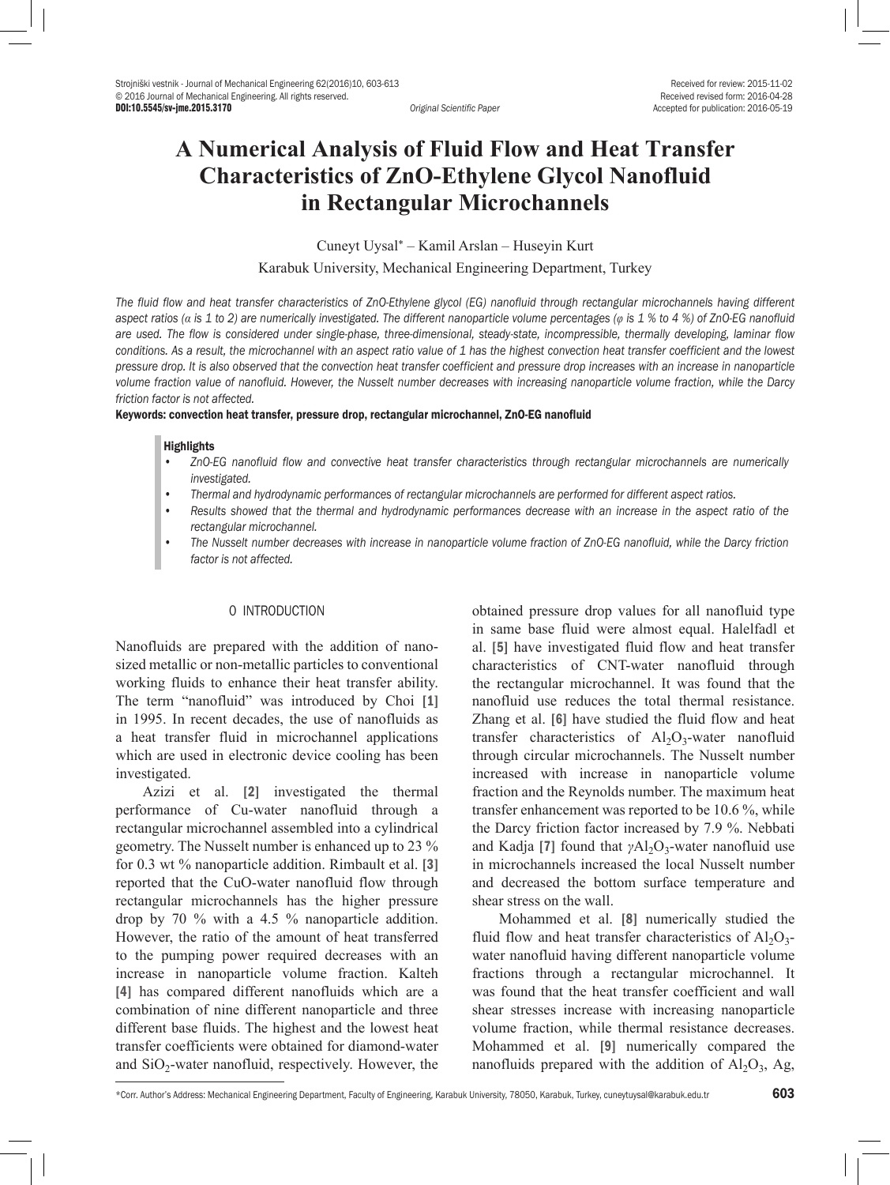Received for review: 2015-11-02
Received revised form: 2016-04-28
Accepted for publication: 2016-05-19

DOI:10.5545/sv-jme.2015.3170

*Original Scientific Paper*

# A Numerical Analysis of Fluid Flow and Heat Transfer Characteristics of ZnO-Ethylene Glycol Nanofluid in Rectangular Microchannels

Cuneyt Uysal* – Kamil Arslan – Huseyin Kurt

Karabuk University, Mechanical Engineering Department, Turkey

*The fluid flow and heat transfer characteristics of ZnO-Ethylene glycol (EG) nanofluid through rectangular microchannels having different aspect ratios (α is 1 to 2) are numerically investigated. The different nanoparticle volume percentages (φ is 1 % to 4 %) of ZnO-EG nanofluid are used. The flow is considered under single-phase, three-dimensional, steady-state, incompressible, thermally developing, laminar flow conditions. As a result, the microchannel with an aspect ratio value of 1 has the highest convection heat transfer coefficient and the lowest pressure drop. It is also observed that the convection heat transfer coefficient and pressure drop increases with an increase in nanoparticle volume fraction value of nanofluid. However, the Nusselt number decreases with increasing nanoparticle volume fraction, while the Darcy friction factor is not affected.*

**Keywords: convection heat transfer, pressure drop, rectangular microchannel, ZnO-EG nanofluid**

**Highlights**

- *ZnO-EG nanofluid flow and convective heat transfer characteristics through rectangular microchannels are numerically investigated.*
- *Thermal and hydrodynamic performances of rectangular microchannels are performed for different aspect ratios.*
- *Results showed that the thermal and hydrodynamic performances decrease with an increase in the aspect ratio of the rectangular microchannel.*
- *The Nusselt number decreases with increase in nanoparticle volume fraction of ZnO-EG nanofluid, while the Darcy friction factor is not affected.*

## 0 INTRODUCTION

Nanofluids are prepared with the addition of nano-sized metallic or non-metallic particles to conventional working fluids to enhance their heat transfer ability. The term "nanofluid" was introduced by Choi [1] in 1995. In recent decades, the use of nanofluids as a heat transfer fluid in microchannel applications which are used in electronic device cooling has been investigated.

Azizi et al. [2] investigated the thermal performance of Cu-water nanofluid through a rectangular microchannel assembled into a cylindrical geometry. The Nusselt number is enhanced up to 23 % for 0.3 wt % nanoparticle addition. Rimbault et al. [3] reported that the CuO-water nanofluid flow through rectangular microchannels has the higher pressure drop by 70 % with a 4.5 % nanoparticle addition. However, the ratio of the amount of heat transferred to the pumping power required decreases with an increase in nanoparticle volume fraction. Kalteh [4] has compared different nanofluids which are a combination of nine different nanoparticle and three different base fluids. The highest and the lowest heat transfer coefficients were obtained for diamond-water and $SiO_2$-water nanofluid, respectively. However, the obtained pressure drop values for all nanofluid type in same base fluid were almost equal. Halelfadl et al. [5] have investigated fluid flow and heat transfer characteristics of CNT-water nanofluid through the rectangular microchannel. It was found that the nanofluid use reduces the total thermal resistance. Zhang et al. [6] have studied the fluid flow and heat transfer characteristics of $Al_2O_3$-water nanofluid through circular microchannels. The Nusselt number increased with increase in nanoparticle volume fraction and the Reynolds number. The maximum heat transfer enhancement was reported to be 10.6 %, while the Darcy friction factor increased by 7.9 %. Nebbati and Kadja [7] found that $\gamma Al_2O_3$-water nanofluid use in microchannels increased the local Nusselt number and decreased the bottom surface temperature and shear stress on the wall.

Mohammed et al. [8] numerically studied the fluid flow and heat transfer characteristics of $Al_2O_3$-water nanofluid having different nanoparticle volume fractions through a rectangular microchannel. It was found that the heat transfer coefficient and wall shear stresses increase with increasing nanoparticle volume fraction, while thermal resistance decreases. Mohammed et al. [9] numerically compared the nanofluids prepared with the addition of $Al_2O_3$, Ag,

*Corr. Author's Address: Mechanical Engineering Department, Faculty of Engineering, Karabuk University, 78050, Karabuk, Turkey, cuneytuysal@karabuk.edu.tr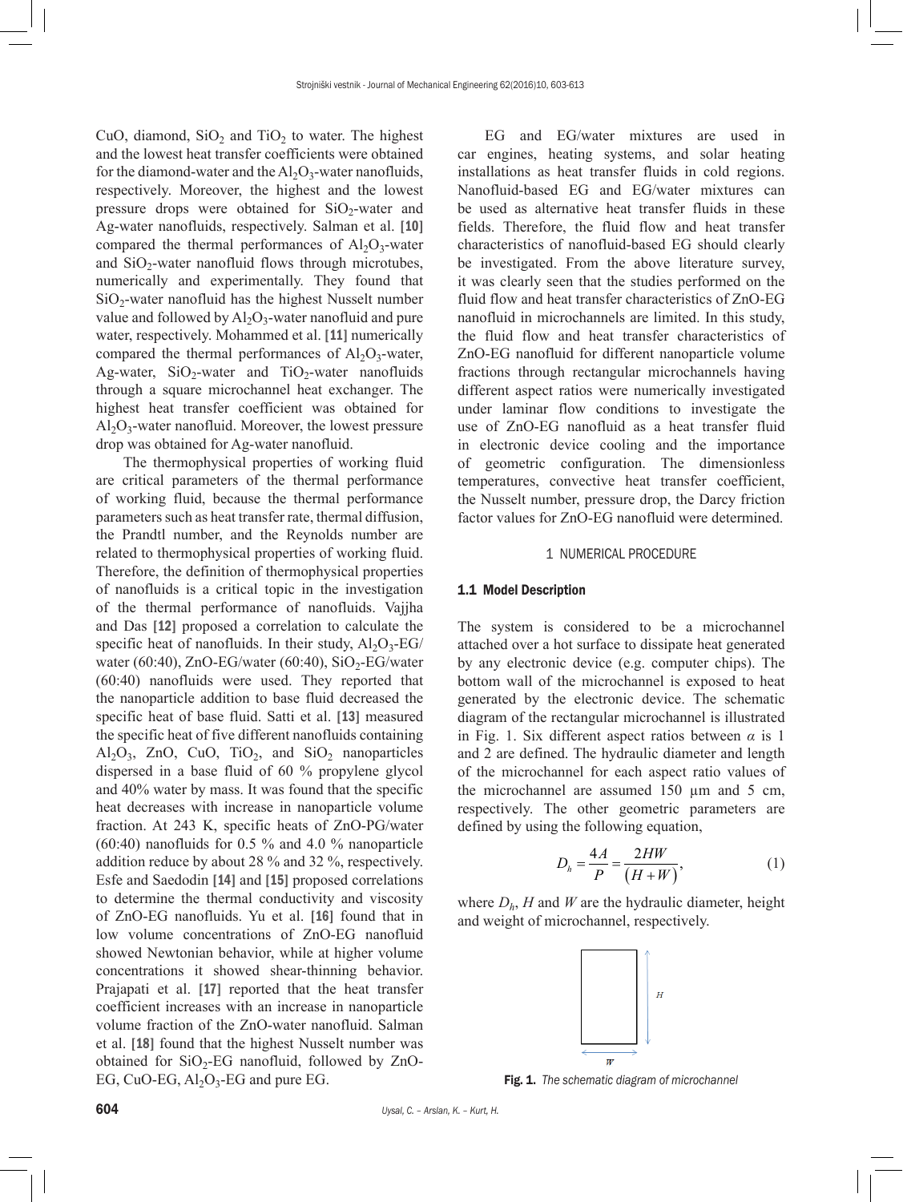CuO, diamond, $SiO_2$ and $TiO_2$ to water. The highest and the lowest heat transfer coefficients were obtained for the diamond-water and the $Al_2O_3$-water nanofluids, respectively. Moreover, the highest and the lowest pressure drops were obtained for $SiO_2$-water and Ag-water nanofluids, respectively. Salman et al. [10] compared the thermal performances of $Al_2O_3$-water and $SiO_2$-water nanofluid flows through microtubes, numerically and experimentally. They found that $SiO_2$-water nanofluid has the highest Nusselt number value and followed by $Al_2O_3$-water nanofluid and pure water, respectively. Mohammed et al. [11] numerically compared the thermal performances of $Al_2O_3$-water, Ag-water, $SiO_2$-water and $TiO_2$-water nanofluids through a square microchannel heat exchanger. The highest heat transfer coefficient was obtained for $Al_2O_3$-water nanofluid. Moreover, the lowest pressure drop was obtained for Ag-water nanofluid.

The thermophysical properties of working fluid are critical parameters of the thermal performance of working fluid, because the thermal performance parameters such as heat transfer rate, thermal diffusion, the Prandtl number, and the Reynolds number are related to thermophysical properties of working fluid. Therefore, the definition of thermophysical properties of nanofluids is a critical topic in the investigation of the thermal performance of nanofluids. Vajjha and Das [12] proposed a correlation to calculate the specific heat of nanofluids. In their study, $Al_2O_3$-EG/water (60:40), ZnO-EG/water (60:40), $SiO_2$-EG/water (60:40) nanofluids were used. They reported that the nanoparticle addition to base fluid decreased the specific heat of base fluid. Satti et al. [13] measured the specific heat of five different nanofluids containing $Al_2O_3$, ZnO, CuO, $TiO_2$, and $SiO_2$ nanoparticles dispersed in a base fluid of 60 % propylene glycol and 40% water by mass. It was found that the specific heat decreases with increase in nanoparticle volume fraction. At 243 K, specific heats of ZnO-PG/water (60:40) nanofluids for 0.5 % and 4.0 % nanoparticle addition reduce by about 28 % and 32 %, respectively. Esfe and Saedodin [14] and [15] proposed correlations to determine the thermal conductivity and viscosity of ZnO-EG nanofluids. Yu et al. [16] found that in low volume concentrations of ZnO-EG nanofluid showed Newtonian behavior, while at higher volume concentrations it showed shear-thinning behavior. Prajapati et al. [17] reported that the heat transfer coefficient increases with an increase in nanoparticle volume fraction of the ZnO-water nanofluid. Salman et al. [18] found that the highest Nusselt number was obtained for $SiO_2$-EG nanofluid, followed by ZnO-EG, CuO-EG, $Al_2O_3$-EG and pure EG.

EG and EG/water mixtures are used in car engines, heating systems, and solar heating installations as heat transfer fluids in cold regions. Nanofluid-based EG and EG/water mixtures can be used as alternative heat transfer fluids in these fields. Therefore, the fluid flow and heat transfer characteristics of nanofluid-based EG should clearly be investigated. From the above literature survey, it was clearly seen that the studies performed on the fluid flow and heat transfer characteristics of ZnO-EG nanofluid in microchannels are limited. In this study, the fluid flow and heat transfer characteristics of ZnO-EG nanofluid for different nanoparticle volume fractions through rectangular microchannels having different aspect ratios were numerically investigated under laminar flow conditions to investigate the use of ZnO-EG nanofluid as a heat transfer fluid in electronic device cooling and the importance of geometric configuration. The dimensionless temperatures, convective heat transfer coefficient, the Nusselt number, pressure drop, the Darcy friction factor values for ZnO-EG nanofluid were determined.

## 1 NUMERICAL PROCEDURE

### 1.1 Model Description

The system is considered to be a microchannel attached over a hot surface to dissipate heat generated by any electronic device (e.g. computer chips). The bottom wall of the microchannel is exposed to heat generated by the electronic device. The schematic diagram of the rectangular microchannel is illustrated in Fig. 1. Six different aspect ratios between $\alpha$ is 1 and 2 are defined. The hydraulic diameter and length of the microchannel for each aspect ratio values of the microchannel are assumed 150 μm and 5 cm, respectively. The other geometric parameters are defined by using the following equation,

$$D_h = \frac{4A}{P} = \frac{2HW}{(H+W)}, \tag{1}$$

where $D_h$, $H$ and $W$ are the hydraulic diameter, height and weight of microchannel, respectively.

**Fig. 1.** *The schematic diagram of microchannel*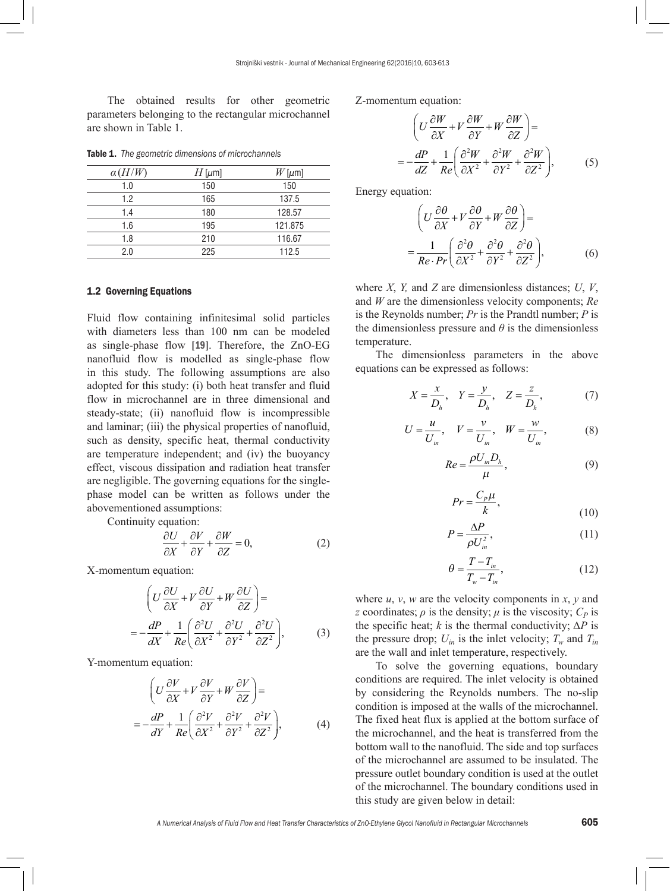The obtained results for other geometric parameters belonging to the rectangular microchannel are shown in Table 1.

**Table 1.** *The geometric dimensions of microchannels*

| $\alpha\,(H/W)$ | $H$ [μm] | $W$ [μm] |
|---|---|---|
| 1.0 | 150 | 150 |
| 1.2 | 165 | 137.5 |
| 1.4 | 180 | 128.57 |
| 1.6 | 195 | 121.875 |
| 1.8 | 210 | 116.67 |
| 2.0 | 225 | 112.5 |

### 1.2 Governing Equations

Fluid flow containing infinitesimal solid particles with diameters less than 100 nm can be modeled as single-phase flow [19]. Therefore, the ZnO-EG nanofluid flow is modelled as single-phase flow in this study. The following assumptions are also adopted for this study: (i) both heat transfer and fluid flow in microchannel are in three dimensional and steady-state; (ii) nanofluid flow is incompressible and laminar; (iii) the physical properties of nanofluid, such as density, specific heat, thermal conductivity are temperature independent; and (iv) the buoyancy effect, viscous dissipation and radiation heat transfer are negligible. The governing equations for the single-phase model can be written as follows under the abovementioned assumptions:

Continuity equation:

$$\frac{\partial U}{\partial X}+\frac{\partial V}{\partial Y}+\frac{\partial W}{\partial Z}=0, \tag{2}$$

X-momentum equation:

$$\left(U\frac{\partial U}{\partial X}+V\frac{\partial U}{\partial Y}+W\frac{\partial U}{\partial Z}\right)= -\frac{dP}{dX}+\frac{1}{Re}\left(\frac{\partial^2 U}{\partial X^2}+\frac{\partial^2 U}{\partial Y^2}+\frac{\partial^2 U}{\partial Z^2}\right), \tag{3}$$

Y-momentum equation:

$$\left(U\frac{\partial V}{\partial X}+V\frac{\partial V}{\partial Y}+W\frac{\partial V}{\partial Z}\right)= -\frac{dP}{dY}+\frac{1}{Re}\left(\frac{\partial^2 V}{\partial X^2}+\frac{\partial^2 V}{\partial Y^2}+\frac{\partial^2 V}{\partial Z^2}\right), \tag{4}$$

Z-momentum equation:

$$\left(U\frac{\partial W}{\partial X}+V\frac{\partial W}{\partial Y}+W\frac{\partial W}{\partial Z}\right)= -\frac{dP}{dZ}+\frac{1}{Re}\left(\frac{\partial^2 W}{\partial X^2}+\frac{\partial^2 W}{\partial Y^2}+\frac{\partial^2 W}{\partial Z^2}\right), \tag{5}$$

Energy equation:

$$\left(U\frac{\partial \theta}{\partial X}+V\frac{\partial \theta}{\partial Y}+W\frac{\partial \theta}{\partial Z}\right)= \frac{1}{Re\cdot Pr}\left(\frac{\partial^2 \theta}{\partial X^2}+\frac{\partial^2 \theta}{\partial Y^2}+\frac{\partial^2 \theta}{\partial Z^2}\right), \tag{6}$$

where $X$, $Y$, and $Z$ are dimensionless distances; $U$, $V$, and $W$ are the dimensionless velocity components; $Re$ is the Reynolds number; $Pr$ is the Prandtl number; $P$ is the dimensionless pressure and $\theta$ is the dimensionless temperature.

The dimensionless parameters in the above equations can be expressed as follows:

$$X=\frac{x}{D_h},\quad Y=\frac{y}{D_h},\quad Z=\frac{z}{D_h}, \tag{7}$$

$$U=\frac{u}{U_{in}},\quad V=\frac{v}{U_{in}},\quad W=\frac{w}{U_{in}}, \tag{8}$$

$$Re=\frac{\rho U_{in} D_h}{\mu}, \tag{9}$$

$$Pr=\frac{C_P \mu}{k}, \tag{10}$$

$$P=\frac{\Delta P}{\rho U_{in}^2}, \tag{11}$$

$$\theta=\frac{T-T_{in}}{T_w-T_{in}}, \tag{12}$$

where $u$, $v$, $w$ are the velocity components in $x$, $y$ and $z$ coordinates; $\rho$ is the density; $\mu$ is the viscosity; $C_P$ is the specific heat; $k$ is the thermal conductivity; $\Delta P$ is the pressure drop; $U_{in}$ is the inlet velocity; $T_w$ and $T_{in}$ are the wall and inlet temperature, respectively.

To solve the governing equations, boundary conditions are required. The inlet velocity is obtained by considering the Reynolds numbers. The no-slip condition is imposed at the walls of the microchannel. The fixed heat flux is applied at the bottom surface of the microchannel, and the heat is transferred from the bottom wall to the nanofluid. The side and top surfaces of the microchannel are assumed to be insulated. The pressure outlet boundary condition is used at the outlet of the microchannel. The boundary conditions used in this study are given below in detail: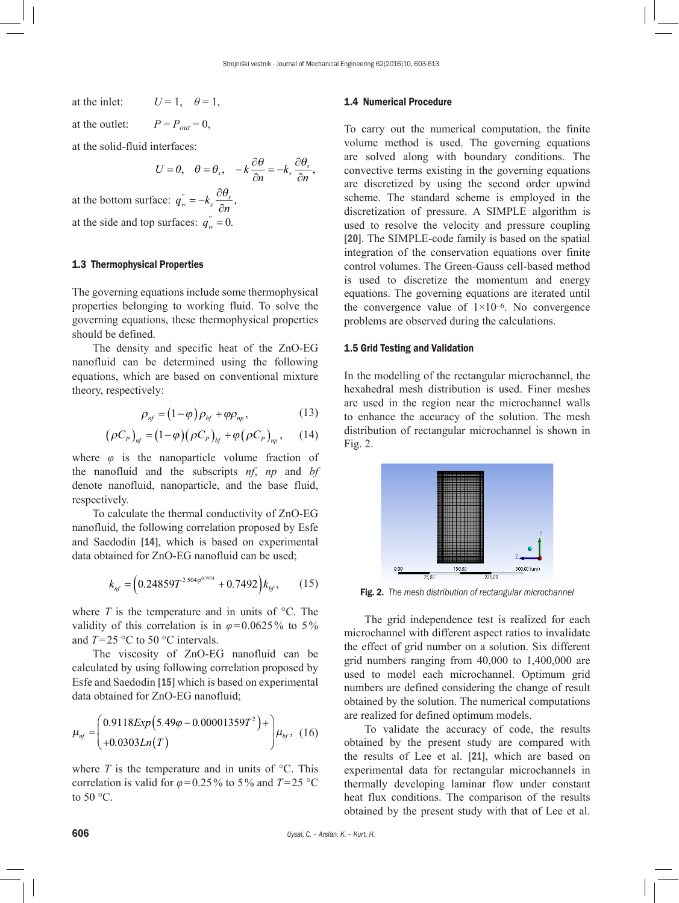at the inlet: $U = 1, \quad \theta = 1,$

at the outlet: $P = P_{out} = 0,$

at the solid-fluid interfaces:

$$U = 0, \quad \theta = \theta_s, \quad -k\frac{\partial \theta}{\partial n} = -k_s\frac{\partial \theta_s}{\partial n},$$

at the bottom surface: $q_w'' = -k_s\dfrac{\partial \theta_s}{\partial n},$

at the side and top surfaces: $q_w'' = 0.$

### 1.3 Thermophysical Properties

The governing equations include some thermophysical properties belonging to working fluid. To solve the governing equations, these thermophysical properties should be defined.

The density and specific heat of the ZnO-EG nanofluid can be determined using the following equations, which are based on conventional mixture theory, respectively:

$$\rho_{nf} = (1-\varphi)\rho_{bf} + \varphi\rho_{np}, \tag{13}$$

$$(\rho C_P)_{nf} = (1-\varphi)(\rho C_P)_{bf} + \varphi(\rho C_P)_{np}, \tag{14}$$

where $\varphi$ is the nanoparticle volume fraction of the nanofluid and the subscripts *nf*, *np* and *bf* denote nanofluid, nanoparticle, and the base fluid, respectively.

To calculate the thermal conductivity of ZnO-EG nanofluid, the following correlation proposed by Esfe and Saedodin [14], which is based on experimental data obtained for ZnO-EG nanofluid can be used;

$$k_{nf} = \left(0.24859T^{2.504\varphi^{0.7974}} + 0.7492\right)k_{bf}, \tag{15}$$

where $T$ is the temperature and in units of °C. The validity of this correlation is in $\varphi$=0.0625% to 5% and $T$=25 °C to 50 °C intervals.

The viscosity of ZnO-EG nanofluid can be calculated by using following correlation proposed by Esfe and Saedodin [15] which is based on experimental data obtained for ZnO-EG nanofluid;

$$\mu_{nf} = \begin{pmatrix} 0.9118Exp\left(5.49\varphi - 0.00001359T^2\right) + \\ +0.0303Ln(T) \end{pmatrix}\mu_{bf}, \tag{16}$$

where $T$ is the temperature and in units of °C. This correlation is valid for $\varphi$=0.25% to 5% and $T$=25 °C to 50 °C.

### 1.4 Numerical Procedure

To carry out the numerical computation, the finite volume method is used. The governing equations are solved along with boundary conditions. The convective terms existing in the governing equations are discretized by using the second order upwind scheme. The standard scheme is employed in the discretization of pressure. A SIMPLE algorithm is used to resolve the velocity and pressure coupling [20]. The SIMPLE-code family is based on the spatial integration of the conservation equations over finite control volumes. The Green-Gauss cell-based method is used to discretize the momentum and energy equations. The governing equations are iterated until the convergence value of $1\times10^{-6}$. No convergence problems are observed during the calculations.

### 1.5 Grid Testing and Validation

In the modelling of the rectangular microchannel, the hexahedral mesh distribution is used. Finer meshes are used in the region near the microchannel walls to enhance the accuracy of the solution. The mesh distribution of rectangular microchannel is shown in Fig. 2.

**Fig. 2.** *The mesh distribution of rectangular microchannel*

The grid independence test is realized for each microchannel with different aspect ratios to invalidate the effect of grid number on a solution. Six different grid numbers ranging from 40,000 to 1,400,000 are used to model each microchannel. Optimum grid numbers are defined considering the change of result obtained by the solution. The numerical computations are realized for defined optimum models.

To validate the accuracy of code, the results obtained by the present study are compared with the results of Lee et al. [21], which are based on experimental data for rectangular microchannels in thermally developing laminar flow under constant heat flux conditions. The comparison of the results obtained by the present study with that of Lee et al.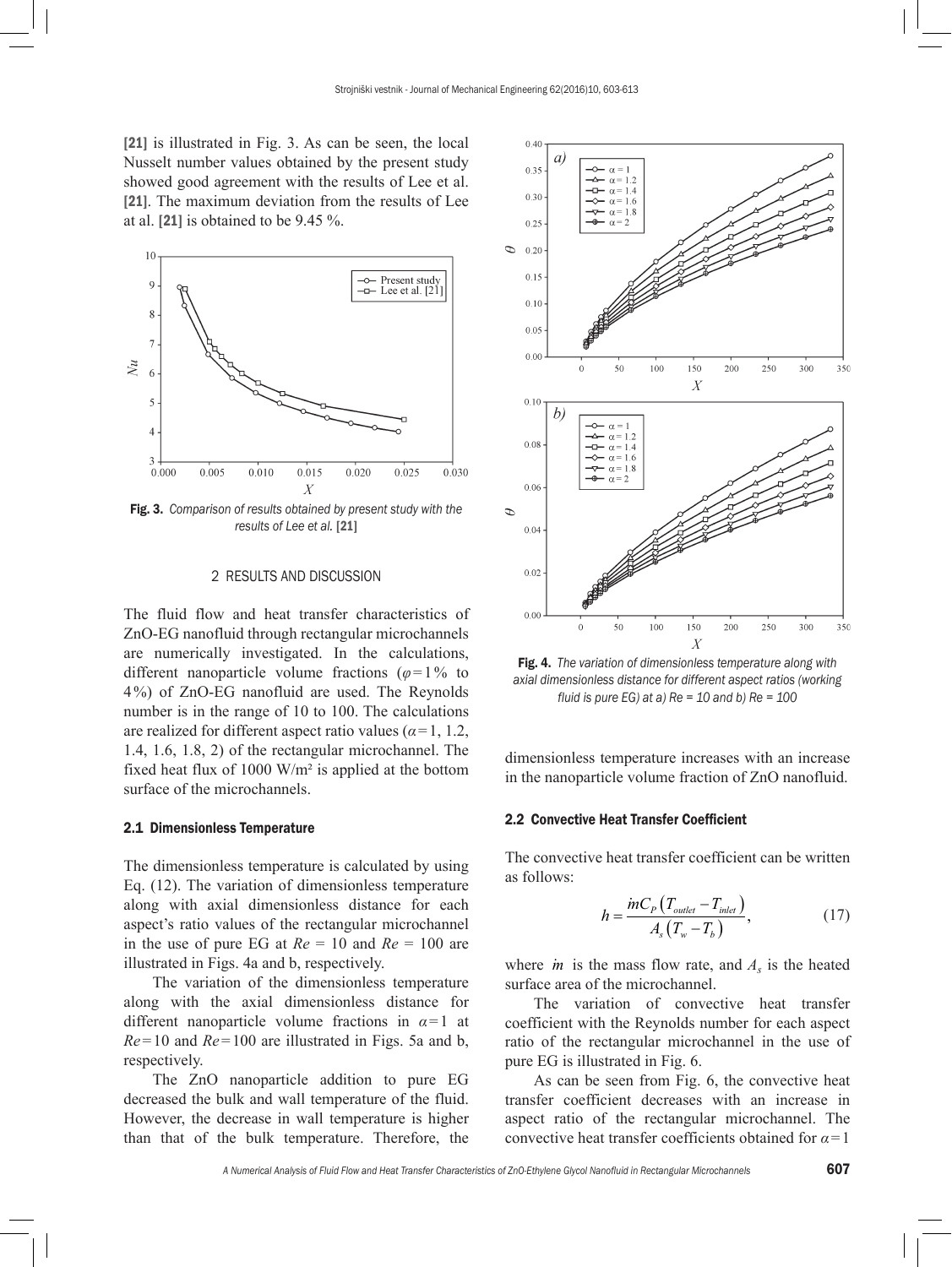[21] is illustrated in Fig. 3. As can be seen, the local Nusselt number values obtained by the present study showed good agreement with the results of Lee et al. [21]. The maximum deviation from the results of Lee at al. [21] is obtained to be 9.45 %.

Fig. 3. *Comparison of results obtained by present study with the results of Lee et al.* [21]

## 2 RESULTS AND DISCUSSION

The fluid flow and heat transfer characteristics of ZnO-EG nanofluid through rectangular microchannels are numerically investigated. In the calculations, different nanoparticle volume fractions ($\varphi$=1% to 4%) of ZnO-EG nanofluid are used. The Reynolds number is in the range of 10 to 100. The calculations are realized for different aspect ratio values ($\alpha$=1, 1.2, 1.4, 1.6, 1.8, 2) of the rectangular microchannel. The fixed heat flux of 1000 W/m² is applied at the bottom surface of the microchannels.

### 2.1 Dimensionless Temperature

The dimensionless temperature is calculated by using Eq. (12). The variation of dimensionless temperature along with axial dimensionless distance for each aspect's ratio values of the rectangular microchannel in the use of pure EG at $Re$ = 10 and $Re$ = 100 are illustrated in Figs. 4a and b, respectively.

The variation of the dimensionless temperature along with the axial dimensionless distance for different nanoparticle volume fractions in $\alpha$=1 at $Re$=10 and $Re$=100 are illustrated in Figs. 5a and b, respectively.

The ZnO nanoparticle addition to pure EG decreased the bulk and wall temperature of the fluid. However, the decrease in wall temperature is higher than that of the bulk temperature. Therefore, the dimensionless temperature increases with an increase in the nanoparticle volume fraction of ZnO nanofluid.

Fig. 4. *The variation of dimensionless temperature along with axial dimensionless distance for different aspect ratios (working fluid is pure EG) at a) Re = 10 and b) Re = 100*

### 2.2 Convective Heat Transfer Coefficient

The convective heat transfer coefficient can be written as follows:

$$h = \frac{\dot{m} C_P \left( T_{outlet} - T_{inlet} \right)}{A_s \left( T_w - T_b \right)}, \tag{17}$$

where $\dot{m}$ is the mass flow rate, and $A_s$ is the heated surface area of the microchannel.

The variation of convective heat transfer coefficient with the Reynolds number for each aspect ratio of the rectangular microchannel in the use of pure EG is illustrated in Fig. 6.

As can be seen from Fig. 6, the convective heat transfer coefficient decreases with an increase in aspect ratio of the rectangular microchannel. The convective heat transfer coefficients obtained for $\alpha$=1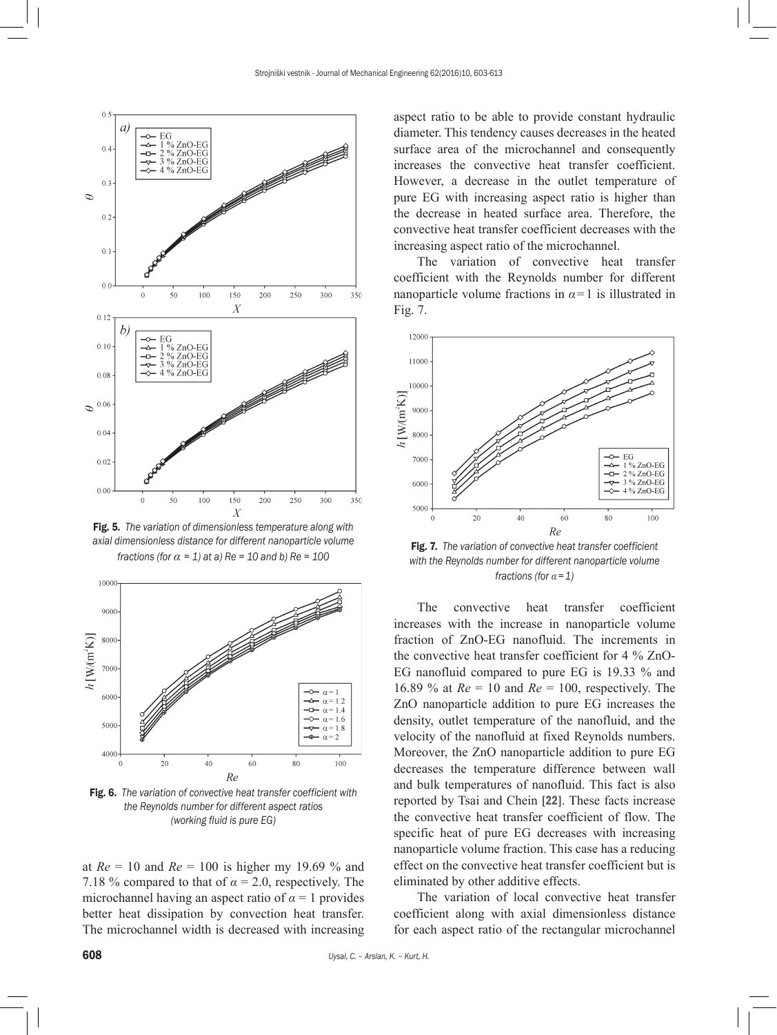Fig. 5. *The variation of dimensionless temperature along with axial dimensionless distance for different nanoparticle volume fractions (for $\alpha$ = 1) at a) Re = 10 and b) Re = 100*

Fig. 6. *The variation of convective heat transfer coefficient with the Reynolds number for different aspect ratios (working fluid is pure EG)*

at $Re$ = 10 and $Re$ = 100 is higher my 19.69 % and 7.18 % compared to that of $\alpha$ = 2.0, respectively. The microchannel having an aspect ratio of $\alpha$ = 1 provides better heat dissipation by convection heat transfer. The microchannel width is decreased with increasing aspect ratio to be able to provide constant hydraulic diameter. This tendency causes decreases in the heated surface area of the microchannel and consequently increases the convective heat transfer coefficient. However, a decrease in the outlet temperature of pure EG with increasing aspect ratio is higher than the decrease in heated surface area. Therefore, the convective heat transfer coefficient decreases with the increasing aspect ratio of the microchannel.

The variation of convective heat transfer coefficient with the Reynolds number for different nanoparticle volume fractions in $\alpha$ = 1 is illustrated in Fig. 7.

Fig. 7. *The variation of convective heat transfer coefficient with the Reynolds number for different nanoparticle volume fractions (for $\alpha$ = 1)*

The convective heat transfer coefficient increases with the increase in nanoparticle volume fraction of ZnO-EG nanofluid. The increments in the convective heat transfer coefficient for 4 % ZnO-EG nanofluid compared to pure EG is 19.33 % and 16.89 % at $Re$ = 10 and $Re$ = 100, respectively. The ZnO nanoparticle addition to pure EG increases the density, outlet temperature of the nanofluid, and the velocity of the nanofluid at fixed Reynolds numbers. Moreover, the ZnO nanoparticle addition to pure EG decreases the temperature difference between wall and bulk temperatures of nanofluid. This fact is also reported by Tsai and Chein [22]. These facts increase the convective heat transfer coefficient of flow. The specific heat of pure EG decreases with increasing nanoparticle volume fraction. This case has a reducing effect on the convective heat transfer coefficient but is eliminated by other additive effects.

The variation of local convective heat transfer coefficient along with axial dimensionless distance for each aspect ratio of the rectangular microchannel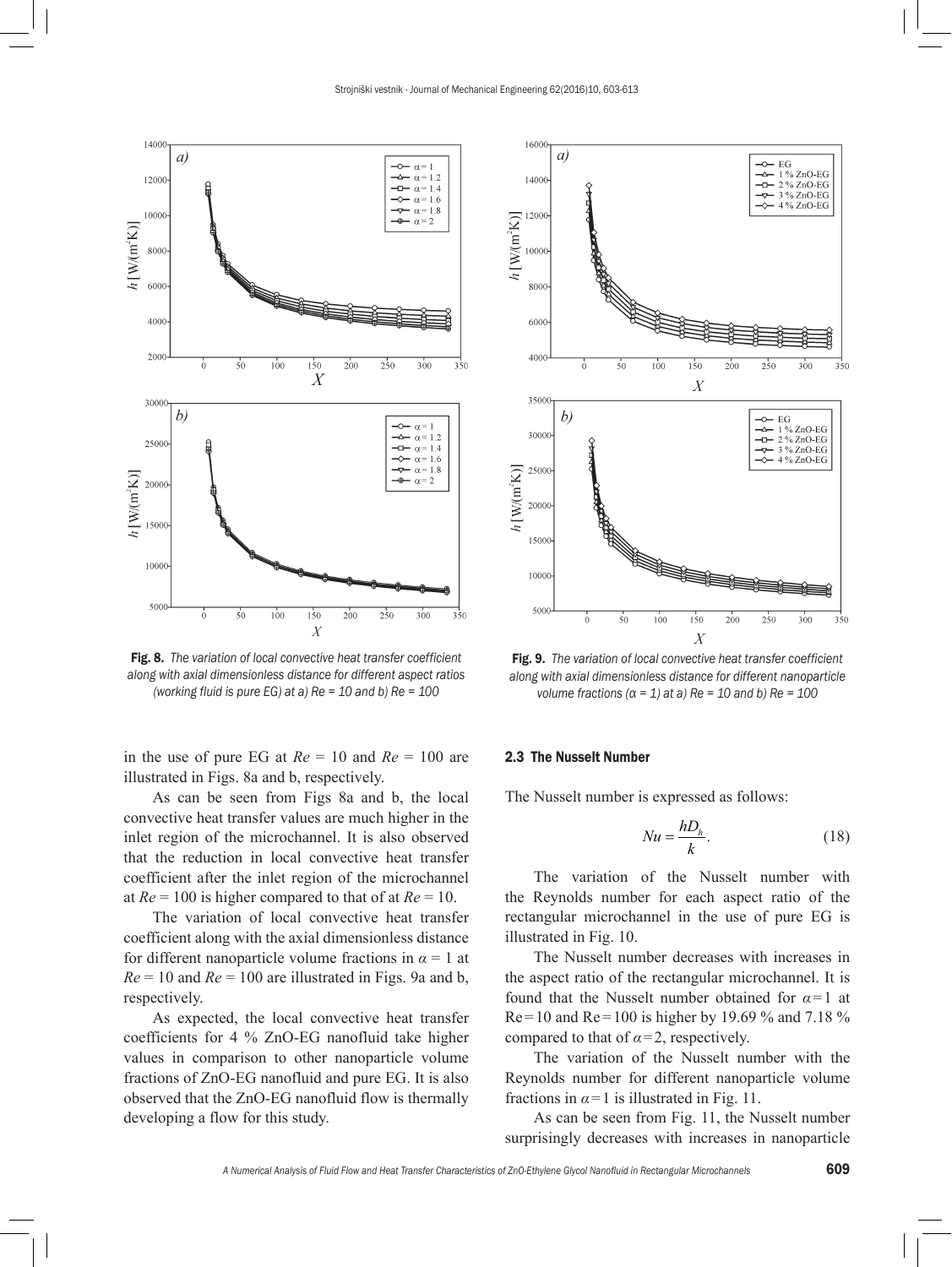Fig. 8. *The variation of local convective heat transfer coefficient along with axial dimensionless distance for different aspect ratios (working fluid is pure EG) at a) Re = 10 and b) Re = 100*

Fig. 9. *The variation of local convective heat transfer coefficient along with axial dimensionless distance for different nanoparticle volume fractions (α = 1) at a) Re = 10 and b) Re = 100*

in the use of pure EG at $Re$ = 10 and $Re$ = 100 are illustrated in Figs. 8a and b, respectively.

As can be seen from Figs 8a and b, the local convective heat transfer values are much higher in the inlet region of the microchannel. It is also observed that the reduction in local convective heat transfer coefficient after the inlet region of the microchannel at $Re$ = 100 is higher compared to that of at $Re$ = 10.

The variation of local convective heat transfer coefficient along with the axial dimensionless distance for different nanoparticle volume fractions in $\alpha$ = 1 at $Re$ = 10 and $Re$ = 100 are illustrated in Figs. 9a and b, respectively.

As expected, the local convective heat transfer coefficients for 4 % ZnO-EG nanofluid take higher values in comparison to other nanoparticle volume fractions of ZnO-EG nanofluid and pure EG. It is also observed that the ZnO-EG nanofluid flow is thermally developing a flow for this study.

### 2.3 The Nusselt Number

The Nusselt number is expressed as follows:

$$Nu = \frac{hD_h}{k}. \tag{18}$$

The variation of the Nusselt number with the Reynolds number for each aspect ratio of the rectangular microchannel in the use of pure EG is illustrated in Fig. 10.

The Nusselt number decreases with increases in the aspect ratio of the rectangular microchannel. It is found that the Nusselt number obtained for $\alpha$=1 at Re=10 and Re=100 is higher by 19.69 % and 7.18 % compared to that of $\alpha$=2, respectively.

The variation of the Nusselt number with the Reynolds number for different nanoparticle volume fractions in $\alpha$=1 is illustrated in Fig. 11.

As can be seen from Fig. 11, the Nusselt number surprisingly decreases with increases in nanoparticle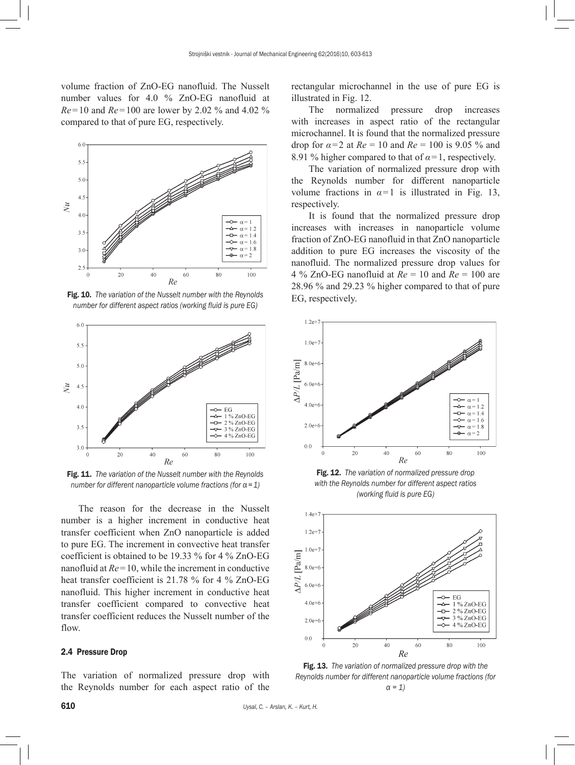volume fraction of ZnO-EG nanofluid. The Nusselt number values for 4.0 % ZnO-EG nanofluid at $Re = 10$ and $Re = 100$ are lower by 2.02 % and 4.02 % compared to that of pure EG, respectively.

**Fig. 10.** *The variation of the Nusselt number with the Reynolds number for different aspect ratios (working fluid is pure EG)*

**Fig. 11.** *The variation of the Nusselt number with the Reynolds number for different nanoparticle volume fractions (for $\alpha = 1$)*

The reason for the decrease in the Nusselt number is a higher increment in conductive heat transfer coefficient when ZnO nanoparticle is added to pure EG. The increment in convective heat transfer coefficient is obtained to be 19.33 % for 4 % ZnO-EG nanofluid at $Re = 10$, while the increment in conductive heat transfer coefficient is 21.78 % for 4 % ZnO-EG nanofluid. This higher increment in conductive heat transfer coefficient compared to convective heat transfer coefficient reduces the Nusselt number of the flow.

### 2.4 Pressure Drop

The variation of normalized pressure drop with the Reynolds number for each aspect ratio of the rectangular microchannel in the use of pure EG is illustrated in Fig. 12.

The normalized pressure drop increases with increases in aspect ratio of the rectangular microchannel. It is found that the normalized pressure drop for $\alpha = 2$ at $Re = 10$ and $Re = 100$ is 9.05 % and 8.91 % higher compared to that of $\alpha = 1$, respectively.

The variation of normalized pressure drop with the Reynolds number for different nanoparticle volume fractions in $\alpha = 1$ is illustrated in Fig. 13, respectively.

It is found that the normalized pressure drop increases with increases in nanoparticle volume fraction of ZnO-EG nanofluid in that ZnO nanoparticle addition to pure EG increases the viscosity of the nanofluid. The normalized pressure drop values for 4 % ZnO-EG nanofluid at $Re = 10$ and $Re = 100$ are 28.96 % and 29.23 % higher compared to that of pure EG, respectively.

**Fig. 12.** *The variation of normalized pressure drop with the Reynolds number for different aspect ratios (working fluid is pure EG)*

**Fig. 13.** *The variation of normalized pressure drop with the Reynolds number for different nanoparticle volume fractions (for $\alpha = 1$)*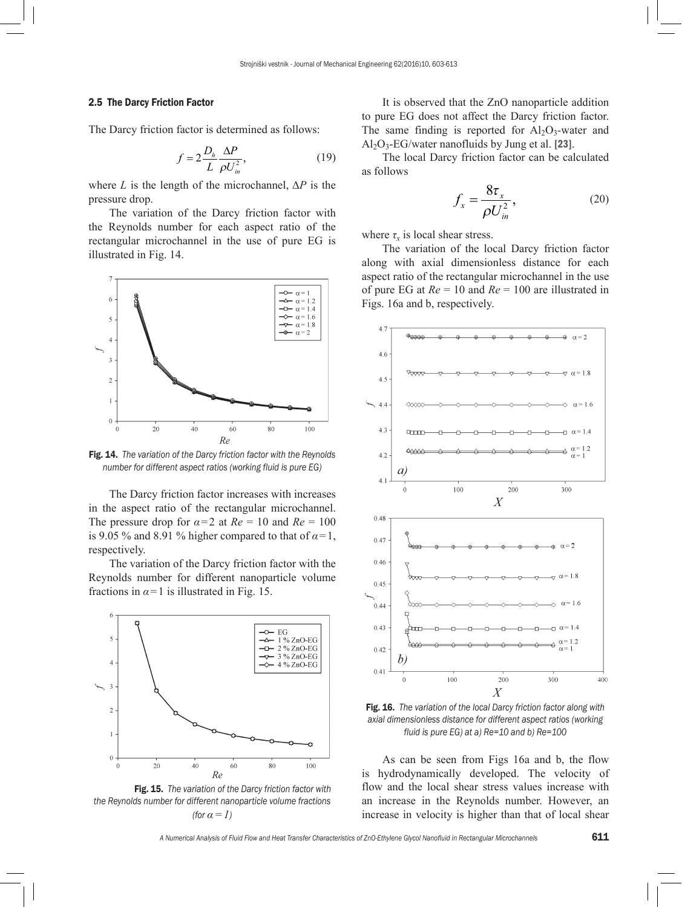### 2.5 The Darcy Friction Factor

The Darcy friction factor is determined as follows:

$$f = 2\frac{D_h}{L}\frac{\Delta P}{\rho U_{in}^2}, \tag{19}$$

where $L$ is the length of the microchannel, $\Delta P$ is the pressure drop.

The variation of the Darcy friction factor with the Reynolds number for each aspect ratio of the rectangular microchannel in the use of pure EG is illustrated in Fig. 14.

**Fig. 14.** *The variation of the Darcy friction factor with the Reynolds number for different aspect ratios (working fluid is pure EG)*

The Darcy friction factor increases with increases in the aspect ratio of the rectangular microchannel. The pressure drop for $\alpha = 2$ at $Re = 10$ and $Re = 100$ is 9.05 % and 8.91 % higher compared to that of $\alpha = 1$, respectively.

The variation of the Darcy friction factor with the Reynolds number for different nanoparticle volume fractions in $\alpha = 1$ is illustrated in Fig. 15.

**Fig. 15.** *The variation of the Darcy friction factor with the Reynolds number for different nanoparticle volume fractions (for $\alpha = 1$)*

It is observed that the ZnO nanoparticle addition to pure EG does not affect the Darcy friction factor. The same finding is reported for $Al_2O_3$-water and $Al_2O_3$-EG/water nanofluids by Jung et al. [23].

The local Darcy friction factor can be calculated as follows

$$f_x = \frac{8\tau_x}{\rho U_{in}^2}, \tag{20}$$

where $\tau_x$ is local shear stress.

The variation of the local Darcy friction factor along with axial dimensionless distance for each aspect ratio of the rectangular microchannel in the use of pure EG at $Re = 10$ and $Re = 100$ are illustrated in Figs. 16a and b, respectively.

**Fig. 16.** *The variation of the local Darcy friction factor along with axial dimensionless distance for different aspect ratios (working fluid is pure EG) at a) Re=10 and b) Re=100*

As can be seen from Figs 16a and b, the flow is hydrodynamically developed. The velocity of flow and the local shear stress values increase with an increase in the Reynolds number. However, an increase in velocity is higher than that of local shear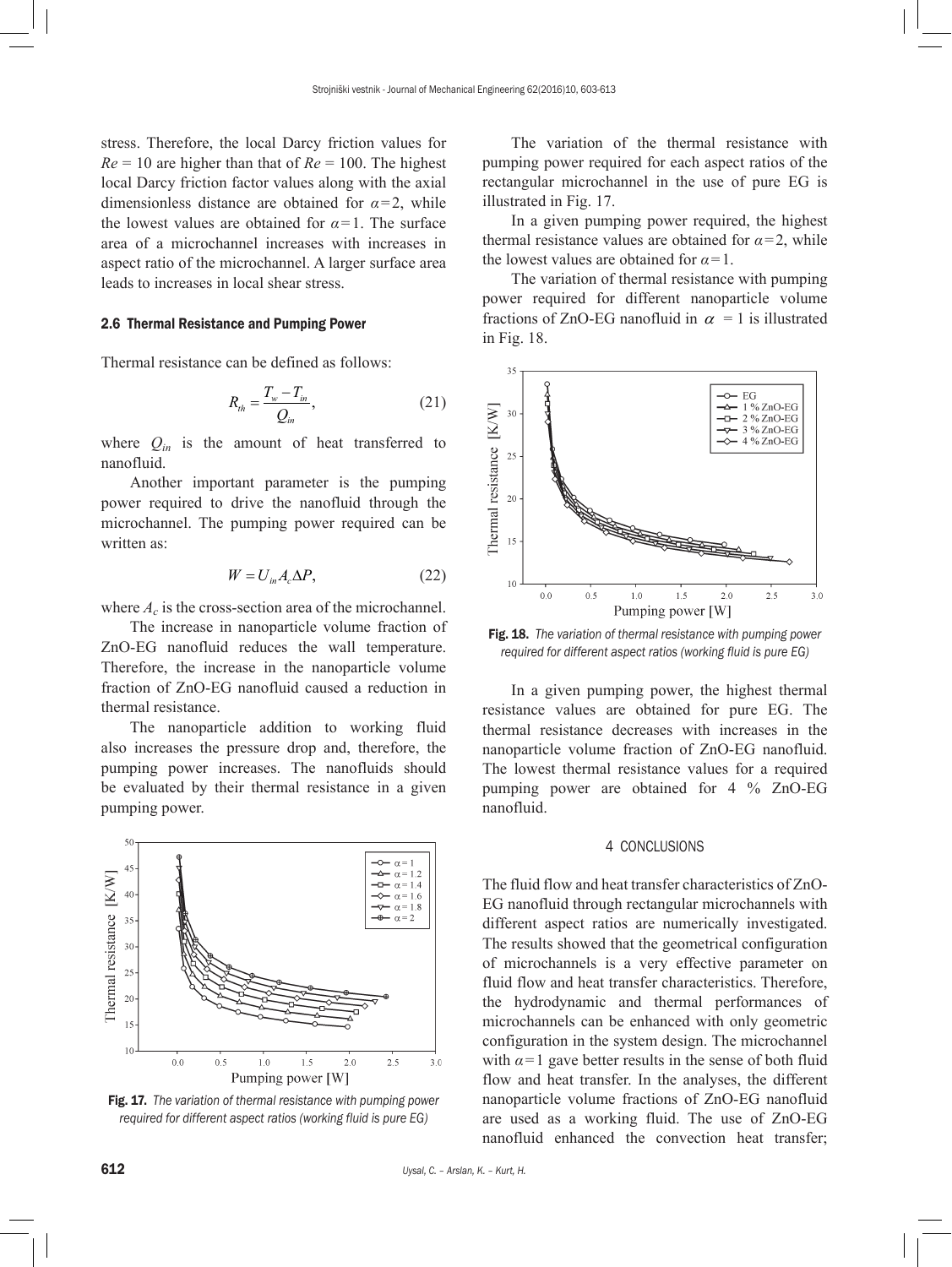stress. Therefore, the local Darcy friction values for $Re = 10$ are higher than that of $Re = 100$. The highest local Darcy friction factor values along with the axial dimensionless distance are obtained for $\alpha=2$, while the lowest values are obtained for $\alpha=1$. The surface area of a microchannel increases with increases in aspect ratio of the microchannel. A larger surface area leads to increases in local shear stress.

### 2.6 Thermal Resistance and Pumping Power

Thermal resistance can be defined as follows:

$$R_{th} = \frac{T_w - T_{in}}{Q_{in}}, \tag{21}$$

where $Q_{in}$ is the amount of heat transferred to nanofluid.

Another important parameter is the pumping power required to drive the nanofluid through the microchannel. The pumping power required can be written as:

$$W = U_{in} A_c \Delta P, \tag{22}$$

where $A_c$ is the cross-section area of the microchannel.

The increase in nanoparticle volume fraction of ZnO-EG nanofluid reduces the wall temperature. Therefore, the increase in the nanoparticle volume fraction of ZnO-EG nanofluid caused a reduction in thermal resistance.

The nanoparticle addition to working fluid also increases the pressure drop and, therefore, the pumping power increases. The nanofluids should be evaluated by their thermal resistance in a given pumping power.

**Fig. 17.** *The variation of thermal resistance with pumping power required for different aspect ratios (working fluid is pure EG)*

The variation of the thermal resistance with pumping power required for each aspect ratios of the rectangular microchannel in the use of pure EG is illustrated in Fig. 17.

In a given pumping power required, the highest thermal resistance values are obtained for $\alpha=2$, while the lowest values are obtained for $\alpha=1$.

The variation of thermal resistance with pumping power required for different nanoparticle volume fractions of ZnO-EG nanofluid in $\alpha = 1$ is illustrated in Fig. 18.

**Fig. 18.** *The variation of thermal resistance with pumping power required for different aspect ratios (working fluid is pure EG)*

In a given pumping power, the highest thermal resistance values are obtained for pure EG. The thermal resistance decreases with increases in the nanoparticle volume fraction of ZnO-EG nanofluid. The lowest thermal resistance values for a required pumping power are obtained for 4 % ZnO-EG nanofluid.

## 4 CONCLUSIONS

The fluid flow and heat transfer characteristics of ZnO-EG nanofluid through rectangular microchannels with different aspect ratios are numerically investigated. The results showed that the geometrical configuration of microchannels is a very effective parameter on fluid flow and heat transfer characteristics. Therefore, the hydrodynamic and thermal performances of microchannels can be enhanced with only geometric configuration in the system design. The microchannel with $\alpha=1$ gave better results in the sense of both fluid flow and heat transfer. In the analyses, the different nanoparticle volume fractions of ZnO-EG nanofluid are used as a working fluid. The use of ZnO-EG nanofluid enhanced the convection heat transfer;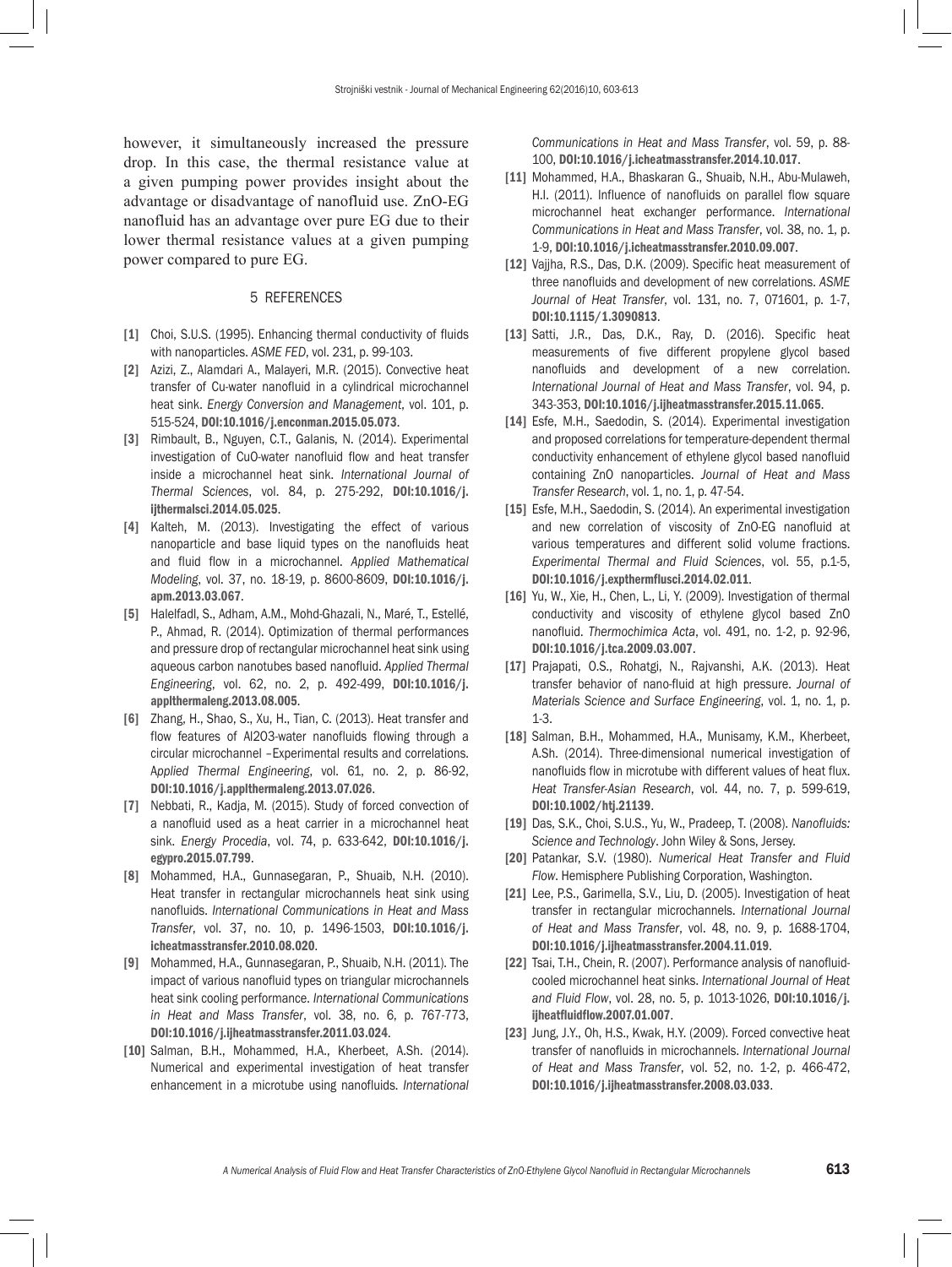however, it simultaneously increased the pressure drop. In this case, the thermal resistance value at a given pumping power provides insight about the advantage or disadvantage of nanofluid use. ZnO-EG nanofluid has an advantage over pure EG due to their lower thermal resistance values at a given pumping power compared to pure EG.

## 5 REFERENCES

[1] Choi, S.U.S. (1995). Enhancing thermal conductivity of fluids with nanoparticles. *ASME FED*, vol. 231, p. 99-103.

[2] Azizi, Z., Alamdari A., Malayeri, M.R. (2015). Convective heat transfer of Cu-water nanofluid in a cylindrical microchannel heat sink. *Energy Conversion and Management*, vol. 101, p. 515-524, **DOI:10.1016/j.enconman.2015.05.073**.

[3] Rimbault, B., Nguyen, C.T., Galanis, N. (2014). Experimental investigation of CuO-water nanofluid flow and heat transfer inside a microchannel heat sink. *International Journal of Thermal Sciences*, vol. 84, p. 275-292, **DOI:10.1016/j.ijthermalsci.2014.05.025**.

[4] Kalteh, M. (2013). Investigating the effect of various nanoparticle and base liquid types on the nanofluids heat and fluid flow in a microchannel. *Applied Mathematical Modeling*, vol. 37, no. 18-19, p. 8600-8609, **DOI:10.1016/j.apm.2013.03.067**.

[5] Halelfadl, S., Adham, A.M., Mohd-Ghazali, N., Maré, T., Estellé, P., Ahmad, R. (2014). Optimization of thermal performances and pressure drop of rectangular microchannel heat sink using aqueous carbon nanotubes based nanofluid. *Applied Thermal Engineering*, vol. 62, no. 2, p. 492-499, **DOI:10.1016/j.applthermaleng.2013.08.005**.

[6] Zhang, H., Shao, S., Xu, H., Tian, C. (2013). Heat transfer and flow features of Al2O3-water nanofluids flowing through a circular microchannel –Experimental results and correlations. *Applied Thermal Engineering*, vol. 61, no. 2, p. 86-92, **DOI:10.1016/j.applthermaleng.2013.07.026**.

[7] Nebbati, R., Kadja, M. (2015). Study of forced convection of a nanofluid used as a heat carrier in a microchannel heat sink. *Energy Procedia*, vol. 74, p. 633-642, **DOI:10.1016/j.egypro.2015.07.799**.

[8] Mohammed, H.A., Gunnasegaran, P., Shuaib, N.H. (2010). Heat transfer in rectangular microchannels heat sink using nanofluids. *International Communications in Heat and Mass Transfer*, vol. 37, no. 10, p. 1496-1503, **DOI:10.1016/j.icheatmasstransfer.2010.08.020**.

[9] Mohammed, H.A., Gunnasegaran, P., Shuaib, N.H. (2011). The impact of various nanofluid types on triangular microchannels heat sink cooling performance. *International Communications in Heat and Mass Transfer*, vol. 38, no. 6, p. 767-773, **DOI:10.1016/j.ijheatmasstransfer.2011.03.024**.

[10] Salman, B.H., Mohammed, H.A., Kherbeet, A.Sh. (2014). Numerical and experimental investigation of heat transfer enhancement in a microtube using nanofluids. *International Communications in Heat and Mass Transfer*, vol. 59, p. 88-100, **DOI:10.1016/j.icheatmasstransfer.2014.10.017**.

[11] Mohammed, H.A., Bhaskaran G., Shuaib, N.H., Abu-Mulaweh, H.I. (2011). Influence of nanofluids on parallel flow square microchannel heat exchanger performance. *International Communications in Heat and Mass Transfer*, vol. 38, no. 1, p. 1-9, **DOI:10.1016/j.icheatmasstransfer.2010.09.007**.

[12] Vajjha, R.S., Das, D.K. (2009). Specific heat measurement of three nanofluids and development of new correlations. *ASME Journal of Heat Transfer*, vol. 131, no. 7, 071601, p. 1-7, **DOI:10.1115/1.3090813**.

[13] Satti, J.R., Das, D.K., Ray, D. (2016). Specific heat measurements of five different propylene glycol based nanofluids and development of a new correlation. *International Journal of Heat and Mass Transfer*, vol. 94, p. 343-353, **DOI:10.1016/j.ijheatmasstransfer.2015.11.065**.

[14] Esfe, M.H., Saedodin, S. (2014). Experimental investigation and proposed correlations for temperature-dependent thermal conductivity enhancement of ethylene glycol based nanofluid containing ZnO nanoparticles. *Journal of Heat and Mass Transfer Research*, vol. 1, no. 1, p. 47-54.

[15] Esfe, M.H., Saedodin, S. (2014). An experimental investigation and new correlation of viscosity of ZnO-EG nanofluid at various temperatures and different solid volume fractions. *Experimental Thermal and Fluid Sciences*, vol. 55, p.1-5, **DOI:10.1016/j.expthermflusci.2014.02.011**.

[16] Yu, W., Xie, H., Chen, L., Li, Y. (2009). Investigation of thermal conductivity and viscosity of ethylene glycol based ZnO nanofluid. *Thermochimica Acta*, vol. 491, no. 1-2, p. 92-96, **DOI:10.1016/j.tca.2009.03.007**.

[17] Prajapati, O.S., Rohatgi, N., Rajvanshi, A.K. (2013). Heat transfer behavior of nano-fluid at high pressure. *Journal of Materials Science and Surface Engineering*, vol. 1, no. 1, p. 1-3.

[18] Salman, B.H., Mohammed, H.A., Munisamy, K.M., Kherbeet, A.Sh. (2014). Three-dimensional numerical investigation of nanofluids flow in microtube with different values of heat flux. *Heat Transfer-Asian Research*, vol. 44, no. 7, p. 599-619, **DOI:10.1002/htj.21139**.

[19] Das, S.K., Choi, S.U.S., Yu, W., Pradeep, T. (2008). *Nanofluids: Science and Technology*. John Wiley & Sons, Jersey.

[20] Patankar, S.V. (1980). *Numerical Heat Transfer and Fluid Flow*. Hemisphere Publishing Corporation, Washington.

[21] Lee, P.S., Garimella, S.V., Liu, D. (2005). Investigation of heat transfer in rectangular microchannels. *International Journal of Heat and Mass Transfer*, vol. 48, no. 9, p. 1688-1704, **DOI:10.1016/j.ijheatmasstransfer.2004.11.019**.

[22] Tsai, T.H., Chein, R. (2007). Performance analysis of nanofluid-cooled microchannel heat sinks. *International Journal of Heat and Fluid Flow*, vol. 28, no. 5, p. 1013-1026, **DOI:10.1016/j.ijheatfluidflow.2007.01.007**.

[23] Jung, J.Y., Oh, H.S., Kwak, H.Y. (2009). Forced convective heat transfer of nanofluids in microchannels. *International Journal of Heat and Mass Transfer*, vol. 52, no. 1-2, p. 466-472, **DOI:10.1016/j.ijheatmasstransfer.2008.03.033**.